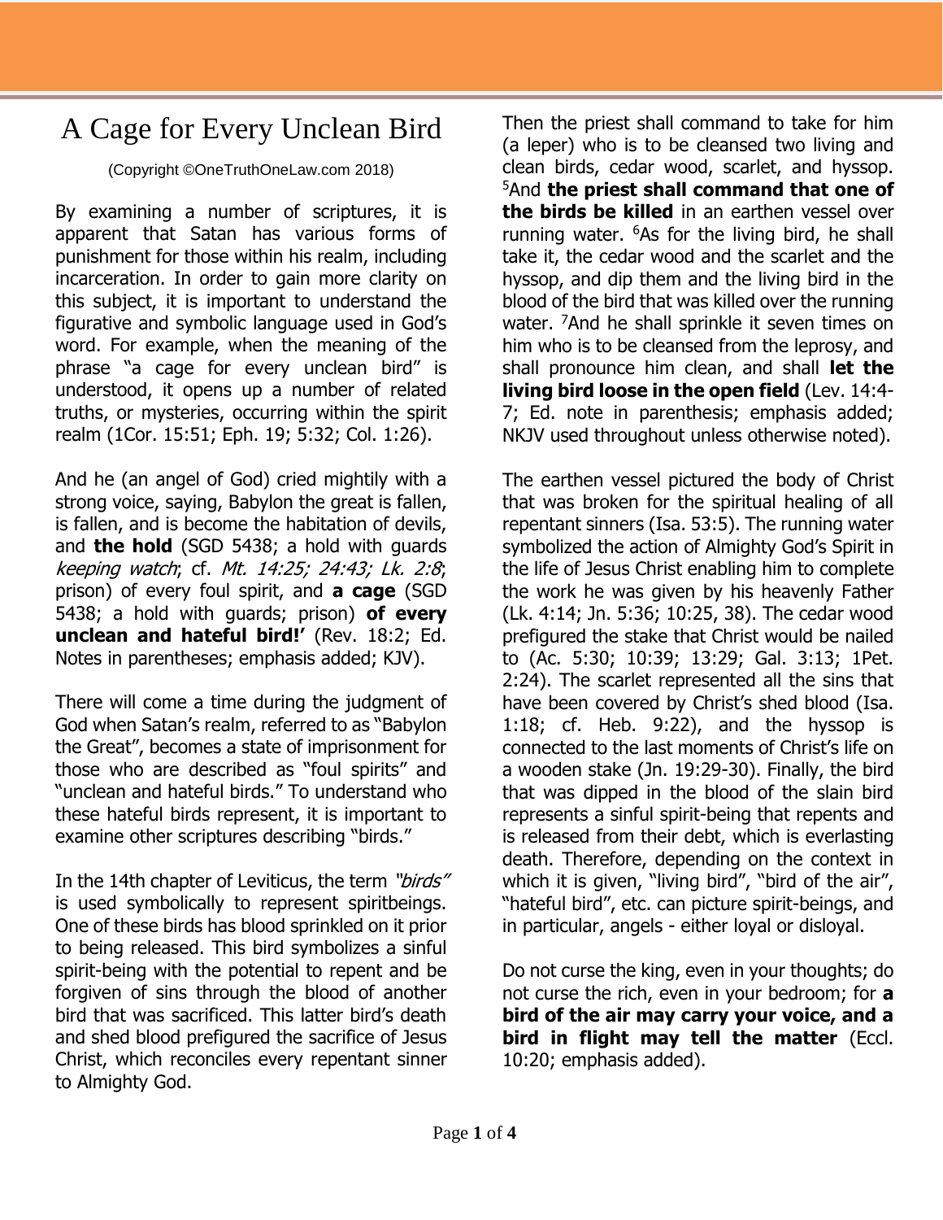# A Cage for Every Unclean Bird

(Copyright ©OneTruthOneLaw.com 2018)

By examining a number of scriptures, it is apparent that Satan has various forms of punishment for those within his realm, including incarceration. In order to gain more clarity on this subject, it is important to understand the figurative and symbolic language used in God's word. For example, when the meaning of the phrase "a cage for every unclean bird" is understood, it opens up a number of related truths, or mysteries, occurring within the spirit realm (1Cor. 15:51; Eph. 19; 5:32; Col. 1:26).

And he (an angel of God) cried mightily with a strong voice, saying, Babylon the great is fallen, is fallen, and is become the habitation of devils, and **the hold** (SGD 5438; a hold with guards *keeping watch*; cf. *Mt. 14:25; 24:43; Lk. 2:8*; prison) of every foul spirit, and **a cage** (SGD 5438; a hold with guards; prison) **of every unclean and hateful bird!'** (Rev. 18:2; Ed. Notes in parentheses; emphasis added; KJV).

There will come a time during the judgment of God when Satan's realm, referred to as "Babylon the Great", becomes a state of imprisonment for those who are described as "foul spirits" and "unclean and hateful birds." To understand who these hateful birds represent, it is important to examine other scriptures describing "birds."

In the 14th chapter of Leviticus, the term *"birds"* is used symbolically to represent spiritbeings. One of these birds has blood sprinkled on it prior to being released. This bird symbolizes a sinful spirit-being with the potential to repent and be forgiven of sins through the blood of another bird that was sacrificed. This latter bird's death and shed blood prefigured the sacrifice of Jesus Christ, which reconciles every repentant sinner to Almighty God.

Then the priest shall command to take for him (a leper) who is to be cleansed two living and clean birds, cedar wood, scarlet, and hyssop. [5]And **the priest shall command that one of the birds be killed** in an earthen vessel over running water. [6]As for the living bird, he shall take it, the cedar wood and the scarlet and the hyssop, and dip them and the living bird in the blood of the bird that was killed over the running water. [7]And he shall sprinkle it seven times on him who is to be cleansed from the leprosy, and shall pronounce him clean, and shall **let the living bird loose in the open field** (Lev. 14:4-7; Ed. note in parenthesis; emphasis added; NKJV used throughout unless otherwise noted).

The earthen vessel pictured the body of Christ that was broken for the spiritual healing of all repentant sinners (Isa. 53:5). The running water symbolized the action of Almighty God's Spirit in the life of Jesus Christ enabling him to complete the work he was given by his heavenly Father (Lk. 4:14; Jn. 5:36; 10:25, 38). The cedar wood prefigured the stake that Christ would be nailed to (Ac. 5:30; 10:39; 13:29; Gal. 3:13; 1Pet. 2:24). The scarlet represented all the sins that have been covered by Christ's shed blood (Isa. 1:18; cf. Heb. 9:22), and the hyssop is connected to the last moments of Christ's life on a wooden stake (Jn. 19:29-30). Finally, the bird that was dipped in the blood of the slain bird represents a sinful spirit-being that repents and is released from their debt, which is everlasting death. Therefore, depending on the context in which it is given, "living bird", "bird of the air", "hateful bird", etc. can picture spirit-beings, and in particular, angels - either loyal or disloyal.

Do not curse the king, even in your thoughts; do not curse the rich, even in your bedroom; for **a bird of the air may carry your voice, and a bird in flight may tell the matter** (Eccl. 10:20; emphasis added).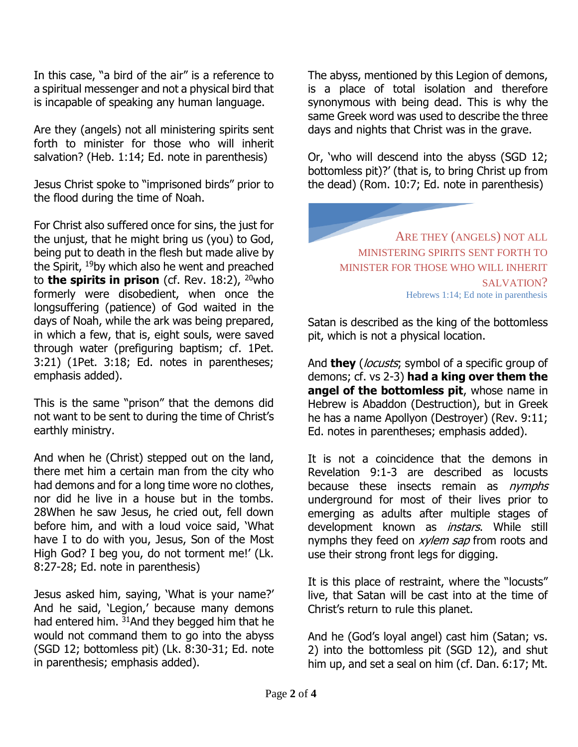In this case, "a bird of the air" is a reference to a spiritual messenger and not a physical bird that is incapable of speaking any human language.

Are they (angels) not all ministering spirits sent forth to minister for those who will inherit salvation? (Heb. 1:14; Ed. note in parenthesis)

Jesus Christ spoke to "imprisoned birds" prior to the flood during the time of Noah.

For Christ also suffered once for sins, the just for the unjust, that he might bring us (you) to God, being put to death in the flesh but made alive by the Spirit, [19]by which also he went and preached to **the spirits in prison** (cf. Rev. 18:2), [20]who formerly were disobedient, when once the longsuffering (patience) of God waited in the days of Noah, while the ark was being prepared, in which a few, that is, eight souls, were saved through water (prefiguring baptism; cf. 1Pet. 3:21) (1Pet. 3:18; Ed. notes in parentheses; emphasis added).

This is the same "prison" that the demons did not want to be sent to during the time of Christ's earthly ministry.

And when he (Christ) stepped out on the land, there met him a certain man from the city who had demons and for a long time wore no clothes, nor did he live in a house but in the tombs. 28When he saw Jesus, he cried out, fell down before him, and with a loud voice said, 'What have I to do with you, Jesus, Son of the Most High God? I beg you, do not torment me!' (Lk. 8:27-28; Ed. note in parenthesis)

Jesus asked him, saying, 'What is your name?' And he said, 'Legion,' because many demons had entered him. [31]And they begged him that he would not command them to go into the abyss (SGD 12; bottomless pit) (Lk. 8:30-31; Ed. note in parenthesis; emphasis added).

The abyss, mentioned by this Legion of demons, is a place of total isolation and therefore synonymous with being dead. This is why the same Greek word was used to describe the three days and nights that Christ was in the grave.

Or, 'who will descend into the abyss (SGD 12; bottomless pit)?' (that is, to bring Christ up from the dead) (Rom. 10:7; Ed. note in parenthesis)

ARE THEY (ANGELS) NOT ALL MINISTERING SPIRITS SENT FORTH TO MINISTER FOR THOSE WHO WILL INHERIT SALVATION?

Hebrews 1:14; Ed note in parenthesis

Satan is described as the king of the bottomless pit, which is not a physical location.

And **they** (*locusts*; symbol of a specific group of demons; cf. vs 2-3) **had a king over them the angel of the bottomless pit**, whose name in Hebrew is Abaddon (Destruction), but in Greek he has a name Apollyon (Destroyer) (Rev. 9:11; Ed. notes in parentheses; emphasis added).

It is not a coincidence that the demons in Revelation 9:1-3 are described as locusts because these insects remain as *nymphs* underground for most of their lives prior to emerging as adults after multiple stages of development known as *instars*. While still nymphs they feed on *xylem sap* from roots and use their strong front legs for digging.

It is this place of restraint, where the "locusts" live, that Satan will be cast into at the time of Christ's return to rule this planet.

And he (God's loyal angel) cast him (Satan; vs. 2) into the bottomless pit (SGD 12), and shut him up, and set a seal on him (cf. Dan. 6:17; Mt.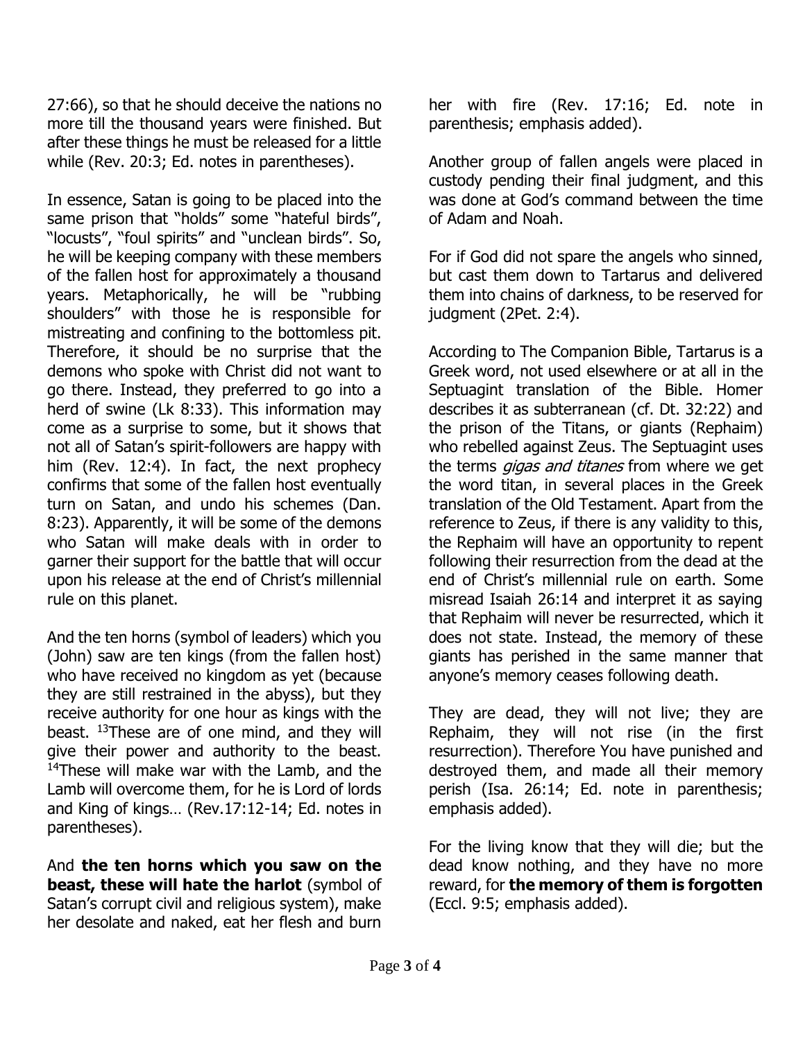27:66), so that he should deceive the nations no more till the thousand years were finished. But after these things he must be released for a little while (Rev. 20:3; Ed. notes in parentheses).

In essence, Satan is going to be placed into the same prison that "holds" some "hateful birds", "locusts", "foul spirits" and "unclean birds". So, he will be keeping company with these members of the fallen host for approximately a thousand years. Metaphorically, he will be "rubbing shoulders" with those he is responsible for mistreating and confining to the bottomless pit. Therefore, it should be no surprise that the demons who spoke with Christ did not want to go there. Instead, they preferred to go into a herd of swine (Lk 8:33). This information may come as a surprise to some, but it shows that not all of Satan's spirit-followers are happy with him (Rev. 12:4). In fact, the next prophecy confirms that some of the fallen host eventually turn on Satan, and undo his schemes (Dan. 8:23). Apparently, it will be some of the demons who Satan will make deals with in order to garner their support for the battle that will occur upon his release at the end of Christ's millennial rule on this planet.

And the ten horns (symbol of leaders) which you (John) saw are ten kings (from the fallen host) who have received no kingdom as yet (because they are still restrained in the abyss), but they receive authority for one hour as kings with the beast. [13]These are of one mind, and they will give their power and authority to the beast. [14]These will make war with the Lamb, and the Lamb will overcome them, for he is Lord of lords and King of kings… (Rev.17:12-14; Ed. notes in parentheses).

And **the ten horns which you saw on the beast, these will hate the harlot** (symbol of Satan's corrupt civil and religious system), make her desolate and naked, eat her flesh and burn her with fire (Rev. 17:16; Ed. note in parenthesis; emphasis added).

Another group of fallen angels were placed in custody pending their final judgment, and this was done at God's command between the time of Adam and Noah.

For if God did not spare the angels who sinned, but cast them down to Tartarus and delivered them into chains of darkness, to be reserved for judgment (2Pet. 2:4).

According to The Companion Bible, Tartarus is a Greek word, not used elsewhere or at all in the Septuagint translation of the Bible. Homer describes it as subterranean (cf. Dt. 32:22) and the prison of the Titans, or giants (Rephaim) who rebelled against Zeus. The Septuagint uses the terms *gigas and titanes* from where we get the word titan, in several places in the Greek translation of the Old Testament. Apart from the reference to Zeus, if there is any validity to this, the Rephaim will have an opportunity to repent following their resurrection from the dead at the end of Christ's millennial rule on earth. Some misread Isaiah 26:14 and interpret it as saying that Rephaim will never be resurrected, which it does not state. Instead, the memory of these giants has perished in the same manner that anyone's memory ceases following death.

They are dead, they will not live; they are Rephaim, they will not rise (in the first resurrection). Therefore You have punished and destroyed them, and made all their memory perish (Isa. 26:14; Ed. note in parenthesis; emphasis added).

For the living know that they will die; but the dead know nothing, and they have no more reward, for **the memory of them is forgotten** (Eccl. 9:5; emphasis added).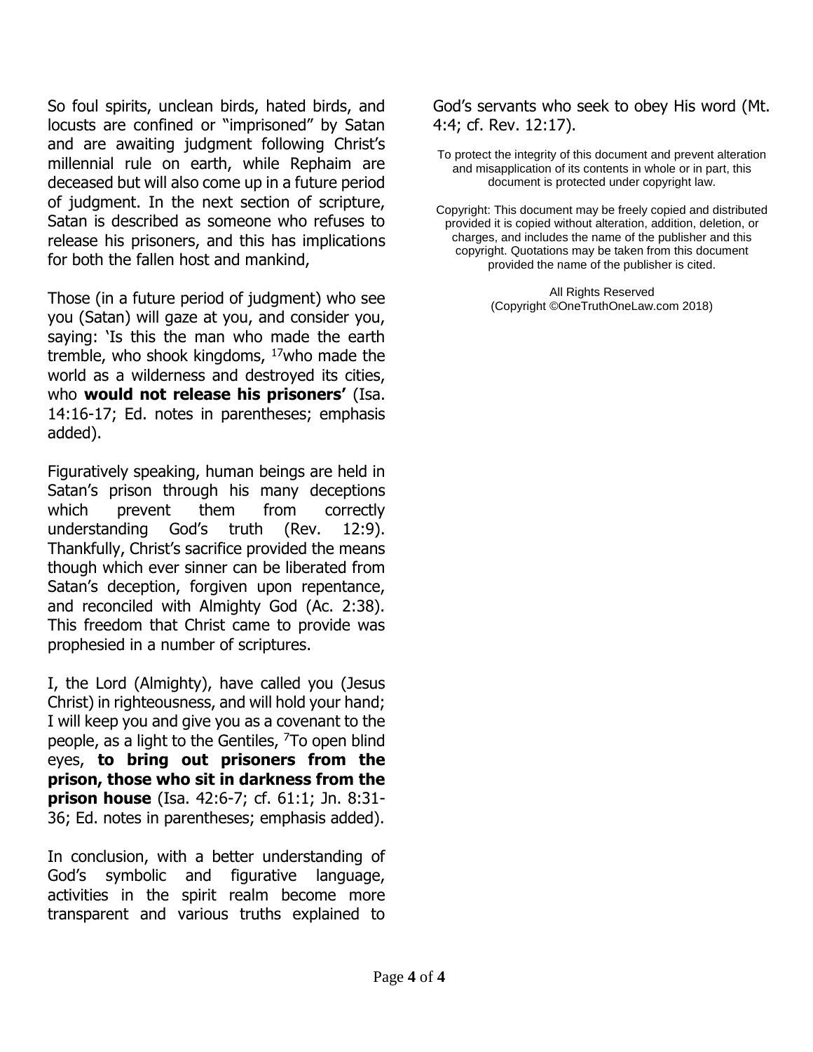So foul spirits, unclean birds, hated birds, and locusts are confined or "imprisoned" by Satan and are awaiting judgment following Christ's millennial rule on earth, while Rephaim are deceased but will also come up in a future period of judgment. In the next section of scripture, Satan is described as someone who refuses to release his prisoners, and this has implications for both the fallen host and mankind,

Those (in a future period of judgment) who see you (Satan) will gaze at you, and consider you, saying: 'Is this the man who made the earth tremble, who shook kingdoms, [17]who made the world as a wilderness and destroyed its cities, who **would not release his prisoners'** (Isa. 14:16-17; Ed. notes in parentheses; emphasis added).

Figuratively speaking, human beings are held in Satan's prison through his many deceptions which prevent them from correctly understanding God's truth (Rev. 12:9). Thankfully, Christ's sacrifice provided the means though which ever sinner can be liberated from Satan's deception, forgiven upon repentance, and reconciled with Almighty God (Ac. 2:38). This freedom that Christ came to provide was prophesied in a number of scriptures.

I, the Lord (Almighty), have called you (Jesus Christ) in righteousness, and will hold your hand; I will keep you and give you as a covenant to the people, as a light to the Gentiles, [7]To open blind eyes, **to bring out prisoners from the prison, those who sit in darkness from the prison house** (Isa. 42:6-7; cf. 61:1; Jn. 8:31-36; Ed. notes in parentheses; emphasis added).

In conclusion, with a better understanding of God's symbolic and figurative language, activities in the spirit realm become more transparent and various truths explained to God's servants who seek to obey His word (Mt. 4:4; cf. Rev. 12:17).

To protect the integrity of this document and prevent alteration and misapplication of its contents in whole or in part, this document is protected under copyright law.

Copyright: This document may be freely copied and distributed provided it is copied without alteration, addition, deletion, or charges, and includes the name of the publisher and this copyright. Quotations may be taken from this document provided the name of the publisher is cited.

All Rights Reserved
(Copyright ©OneTruthOneLaw.com 2018)